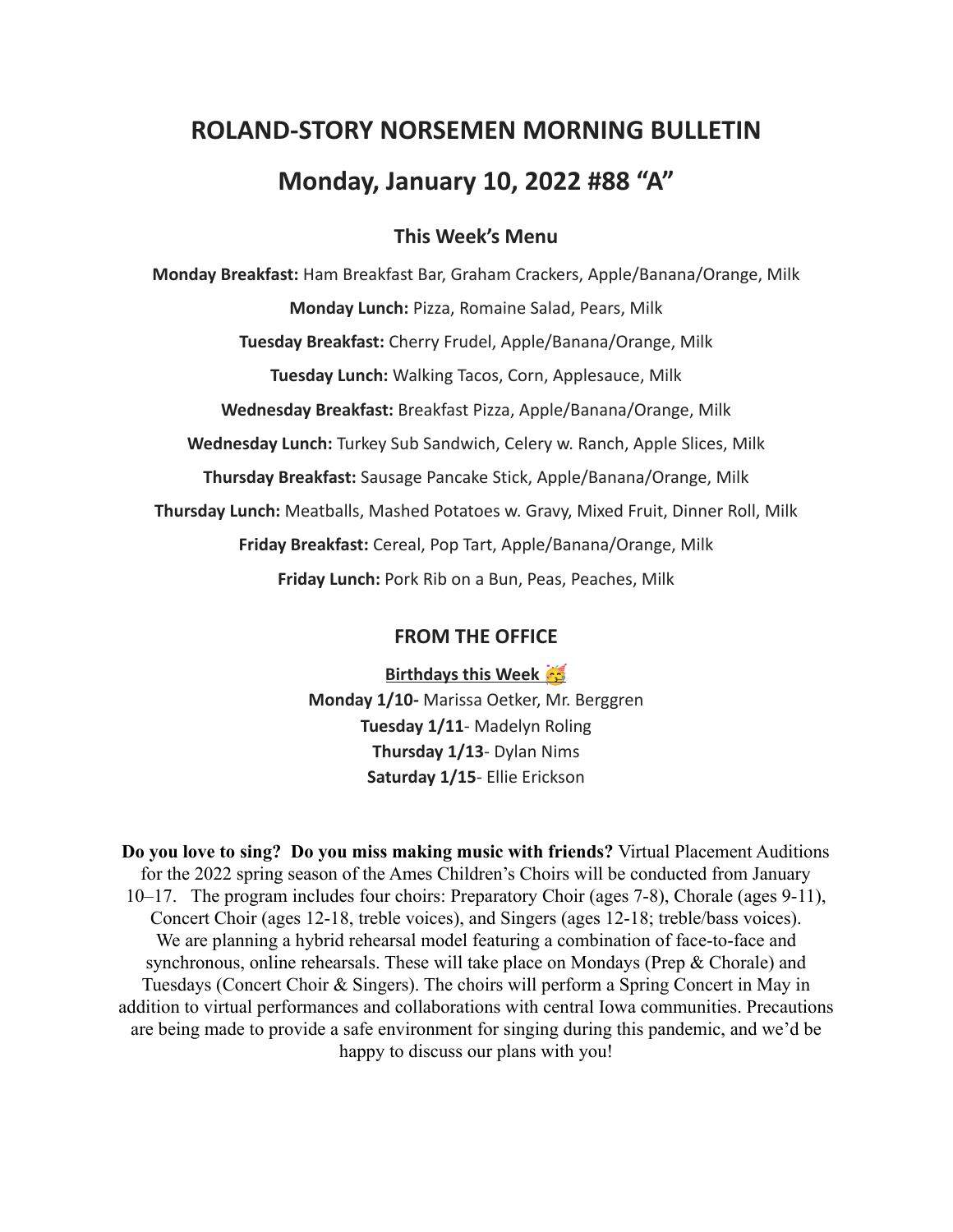# ROLAND-STORY NORSEMEN MORNING BULLETIN

## Monday, January 10, 2022 #88 “A”

### This Week’s Menu

**Monday Breakfast:** Ham Breakfast Bar, Graham Crackers, Apple/Banana/Orange, Milk

**Monday Lunch:** Pizza, Romaine Salad, Pears, Milk

**Tuesday Breakfast:** Cherry Frudel, Apple/Banana/Orange, Milk

**Tuesday Lunch:** Walking Tacos, Corn, Applesauce, Milk

**Wednesday Breakfast:** Breakfast Pizza, Apple/Banana/Orange, Milk

**Wednesday Lunch:** Turkey Sub Sandwich, Celery w. Ranch, Apple Slices, Milk

**Thursday Breakfast:** Sausage Pancake Stick, Apple/Banana/Orange, Milk

**Thursday Lunch:** Meatballs, Mashed Potatoes w. Gravy, Mixed Fruit, Dinner Roll, Milk

**Friday Breakfast:** Cereal, Pop Tart, Apple/Banana/Orange, Milk

**Friday Lunch:** Pork Rib on a Bun, Peas, Peaches, Milk

### FROM THE OFFICE

**Birthdays this Week** 🥳

**Monday 1/10-** Marissa Oetker, Mr. Berggren

**Tuesday 1/11**- Madelyn Roling

**Thursday 1/13**- Dylan Nims

**Saturday 1/15**- Ellie Erickson

**Do you love to sing? Do you miss making music with friends?** Virtual Placement Auditions for the 2022 spring season of the Ames Children’s Choirs will be conducted from January 10–17. The program includes four choirs: Preparatory Choir (ages 7-8), Chorale (ages 9-11), Concert Choir (ages 12-18, treble voices), and Singers (ages 12-18; treble/bass voices). We are planning a hybrid rehearsal model featuring a combination of face-to-face and synchronous, online rehearsals. These will take place on Mondays (Prep & Chorale) and Tuesdays (Concert Choir & Singers). The choirs will perform a Spring Concert in May in addition to virtual performances and collaborations with central Iowa communities. Precautions are being made to provide a safe environment for singing during this pandemic, and we’d be happy to discuss our plans with you!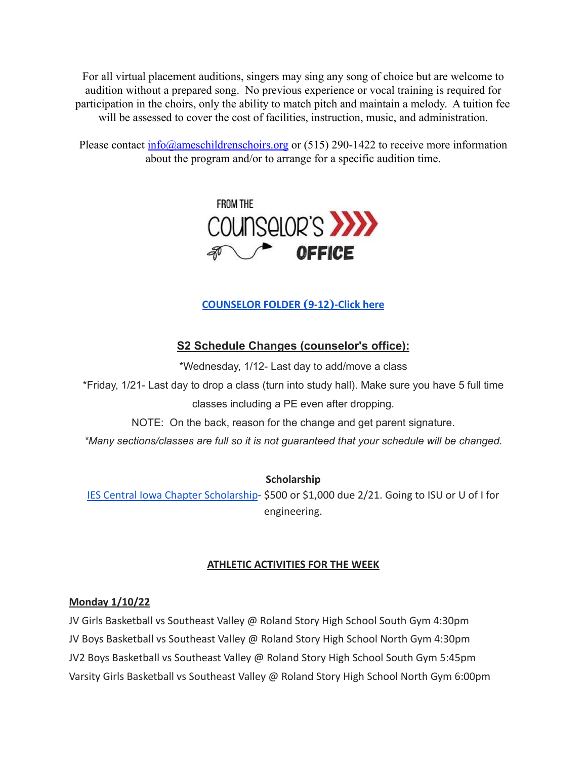For all virtual placement auditions, singers may sing any song of choice but are welcome to audition without a prepared song. No previous experience or vocal training is required for participation in the choirs, only the ability to match pitch and maintain a melody. A tuition fee will be assessed to cover the cost of facilities, instruction, music, and administration.

Please contact info@ameschildrenschoirs.org or (515) 290-1422 to receive more information about the program and/or to arrange for a specific audition time.

FROM THE COUNSELOR'S OFFICE

**COUNSELOR FOLDER (9-12)-Click here**

## S2 Schedule Changes (counselor's office):

*Wednesday, 1/12- Last day to add/move a class

*Friday, 1/21- Last day to drop a class (turn into study hall). Make sure you have 5 full time classes including a PE even after dropping.

NOTE: On the back, reason for the change and get parent signature.

*\*Many sections/classes are full so it is not guaranteed that your schedule will be changed.*

**Scholarship**

IES Central Iowa Chapter Scholarship- $500 or $1,000 due 2/21. Going to ISU or U of I for engineering.

**ATHLETIC ACTIVITIES FOR THE WEEK**

**Monday 1/10/22**

JV Girls Basketball vs Southeast Valley @ Roland Story High School South Gym 4:30pm

JV Boys Basketball vs Southeast Valley @ Roland Story High School North Gym 4:30pm

JV2 Boys Basketball vs Southeast Valley @ Roland Story High School South Gym 5:45pm

Varsity Girls Basketball vs Southeast Valley @ Roland Story High School North Gym 6:00pm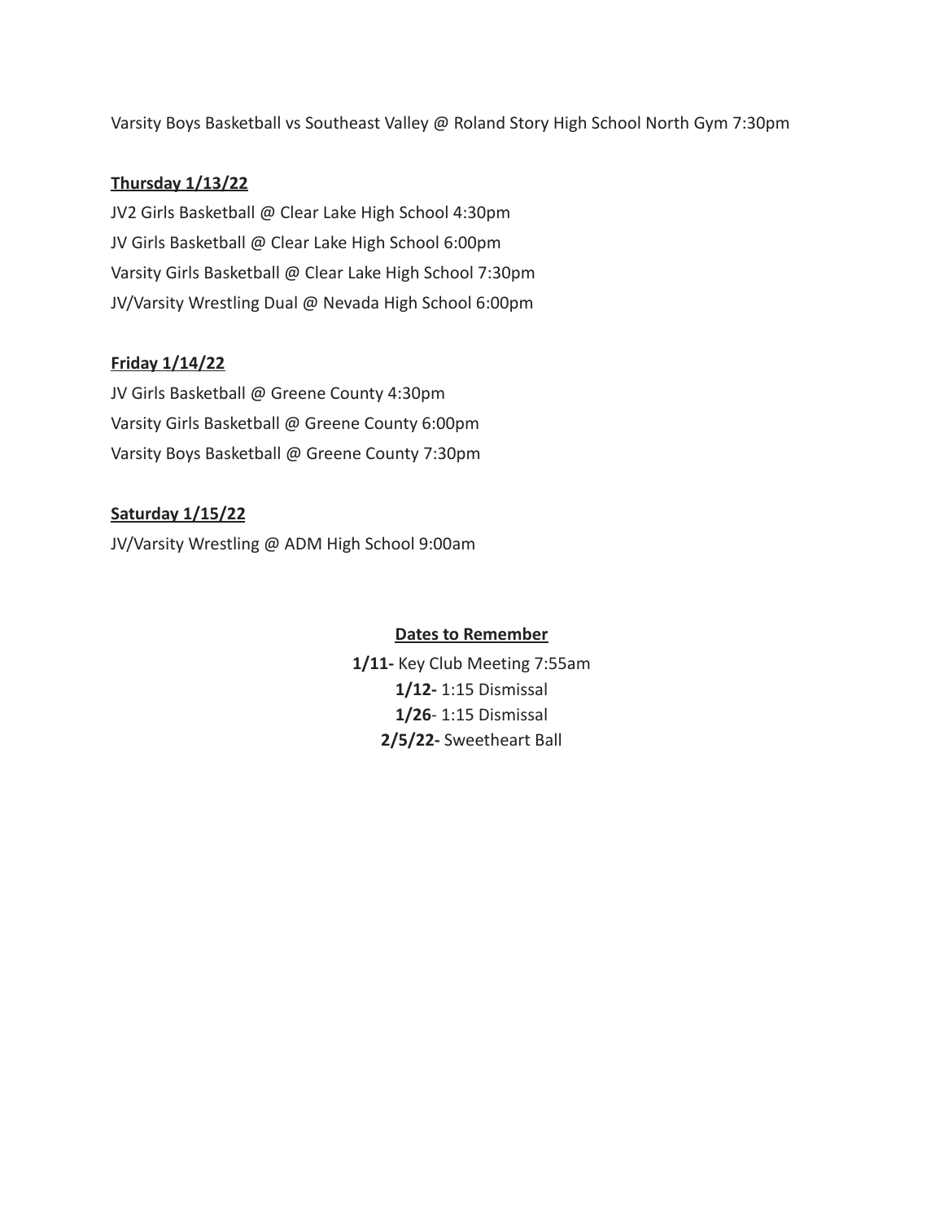Varsity Boys Basketball vs Southeast Valley @ Roland Story High School North Gym 7:30pm

**Thursday 1/13/22**

JV2 Girls Basketball @ Clear Lake High School 4:30pm
JV Girls Basketball @ Clear Lake High School 6:00pm
Varsity Girls Basketball @ Clear Lake High School 7:30pm
JV/Varsity Wrestling Dual @ Nevada High School 6:00pm

**Friday 1/14/22**

JV Girls Basketball @ Greene County 4:30pm
Varsity Girls Basketball @ Greene County 6:00pm
Varsity Boys Basketball @ Greene County 7:30pm

**Saturday 1/15/22**

JV/Varsity Wrestling @ ADM High School 9:00am

**Dates to Remember**

**1/11-** Key Club Meeting 7:55am
**1/12-** 1:15 Dismissal
**1/26**- 1:15 Dismissal
**2/5/22-** Sweetheart Ball